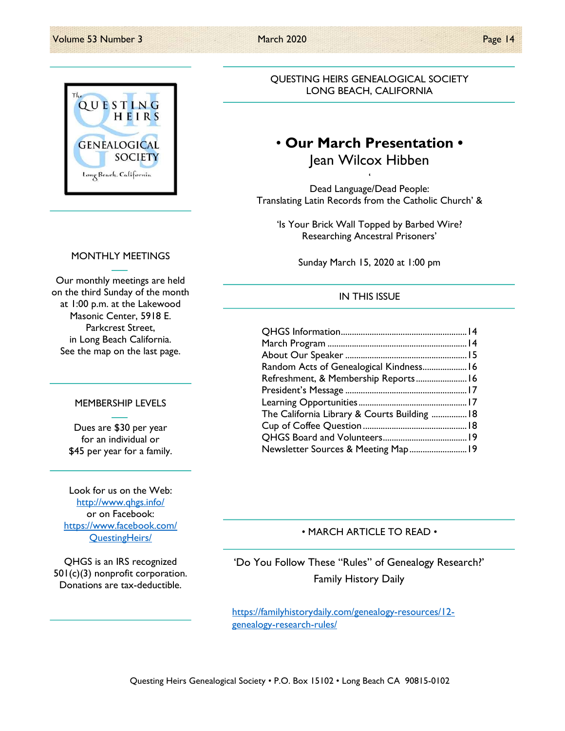QUESTING HEIRS GENEALOGICAL SOCIETY
LONG BEACH, CALIFORNIA

## • Our March Presentation •

Jean Wilcox Hibben

Dead Language/Dead People:
Translating Latin Records from the Catholic Church' &

'Is Your Brick Wall Topped by Barbed Wire?
Researching Ancestral Prisoners'

Sunday March 15, 2020 at 1:00 pm

### MONTHLY MEETINGS

Our monthly meetings are held on the third Sunday of the month at 1:00 p.m. at the Lakewood Masonic Center, 5918 E. Parkcrest Street, in Long Beach California. See the map on the last page.

### MEMBERSHIP LEVELS

Dues are $30 per year for an individual or $45 per year for a family.

Look for us on the Web:
http://www.qhgs.info/
or on Facebook:
https://www.facebook.com/QuestingHeirs/

QHGS is an IRS recognized 501(c)(3) nonprofit corporation. Donations are tax-deductible.

### IN THIS ISSUE

- QHGS Information........14
- March Program........14
- About Our Speaker........15
- Random Acts of Genealogical Kindness........16
- Refreshment, & Membership Reports........16
- President's Message........17
- Learning Opportunities........17
- The California Library & Courts Building........18
- Cup of Coffee Question........18
- QHGS Board and Volunteers........19
- Newsletter Sources & Meeting Map........19

### • MARCH ARTICLE TO READ •

'Do You Follow These "Rules" of Genealogy Research?'
Family History Daily

https://familyhistorydaily.com/genealogy-resources/12-genealogy-research-rules/

Questing Heirs Genealogical Society • P.O. Box 15102 • Long Beach CA 90815-0102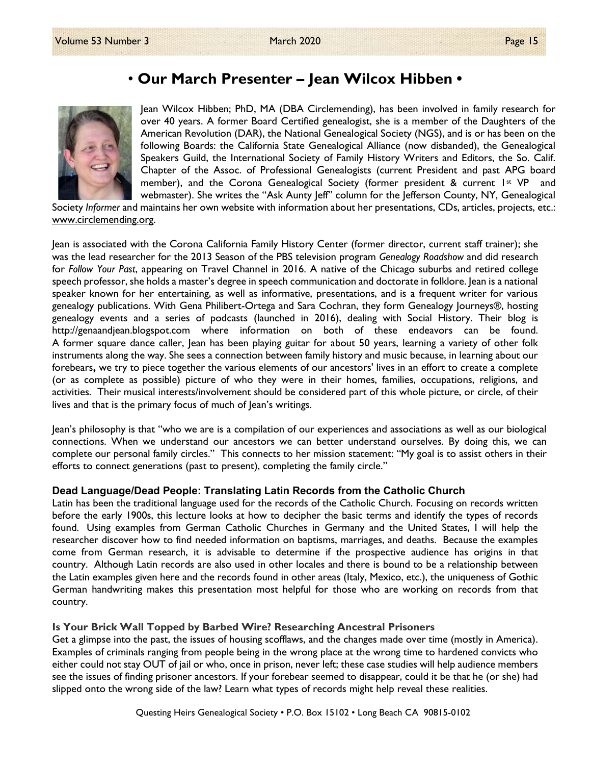# • Our March Presenter – Jean Wilcox Hibben •

Jean Wilcox Hibben; PhD, MA (DBA Circlemending), has been involved in family research for over 40 years. A former Board Certified genealogist, she is a member of the Daughters of the American Revolution (DAR), the National Genealogical Society (NGS), and is or has been on the following Boards: the California State Genealogical Alliance (now disbanded), the Genealogical Speakers Guild, the International Society of Family History Writers and Editors, the So. Calif. Chapter of the Assoc. of Professional Genealogists (current President and past APG board member), and the Corona Genealogical Society (former president & current 1st VP and webmaster). She writes the "Ask Aunty Jeff" column for the Jefferson County, NY, Genealogical Society *Informer* and maintains her own website with information about her presentations, CDs, articles, projects, etc.: www.circlemending.org.

Jean is associated with the Corona California Family History Center (former director, current staff trainer); she was the lead researcher for the 2013 Season of the PBS television program *Genealogy Roadshow* and did research for *Follow Your Past*, appearing on Travel Channel in 2016. A native of the Chicago suburbs and retired college speech professor, she holds a master's degree in speech communication and doctorate in folklore. Jean is a national speaker known for her entertaining, as well as informative, presentations, and is a frequent writer for various genealogy publications. With Gena Philibert-Ortega and Sara Cochran, they form Genealogy Journeys®, hosting genealogy events and a series of podcasts (launched in 2016), dealing with Social History. Their blog is http://genaandjean.blogspot.com where information on both of these endeavors can be found. A former square dance caller, Jean has been playing guitar for about 50 years, learning a variety of other folk instruments along the way. She sees a connection between family history and music because, in learning about our forebears**,** we try to piece together the various elements of our ancestors' lives in an effort to create a complete (or as complete as possible) picture of who they were in their homes, families, occupations, religions, and activities. Their musical interests/involvement should be considered part of this whole picture, or circle, of their lives and that is the primary focus of much of Jean's writings.

Jean's philosophy is that "who we are is a compilation of our experiences and associations as well as our biological connections. When we understand our ancestors we can better understand ourselves. By doing this, we can complete our personal family circles." This connects to her mission statement: "My goal is to assist others in their efforts to connect generations (past to present), completing the family circle."

### Dead Language/Dead People: Translating Latin Records from the Catholic Church

Latin has been the traditional language used for the records of the Catholic Church. Focusing on records written before the early 1900s, this lecture looks at how to decipher the basic terms and identify the types of records found. Using examples from German Catholic Churches in Germany and the United States, I will help the researcher discover how to find needed information on baptisms, marriages, and deaths. Because the examples come from German research, it is advisable to determine if the prospective audience has origins in that country. Although Latin records are also used in other locales and there is bound to be a relationship between the Latin examples given here and the records found in other areas (Italy, Mexico, etc.), the uniqueness of Gothic German handwriting makes this presentation most helpful for those who are working on records from that country.

### Is Your Brick Wall Topped by Barbed Wire? Researching Ancestral Prisoners

Get a glimpse into the past, the issues of housing scofflaws, and the changes made over time (mostly in America). Examples of criminals ranging from people being in the wrong place at the wrong time to hardened convicts who either could not stay OUT of jail or who, once in prison, never left; these case studies will help audience members see the issues of finding prisoner ancestors. If your forebear seemed to disappear, could it be that he (or she) had slipped onto the wrong side of the law? Learn what types of records might help reveal these realities.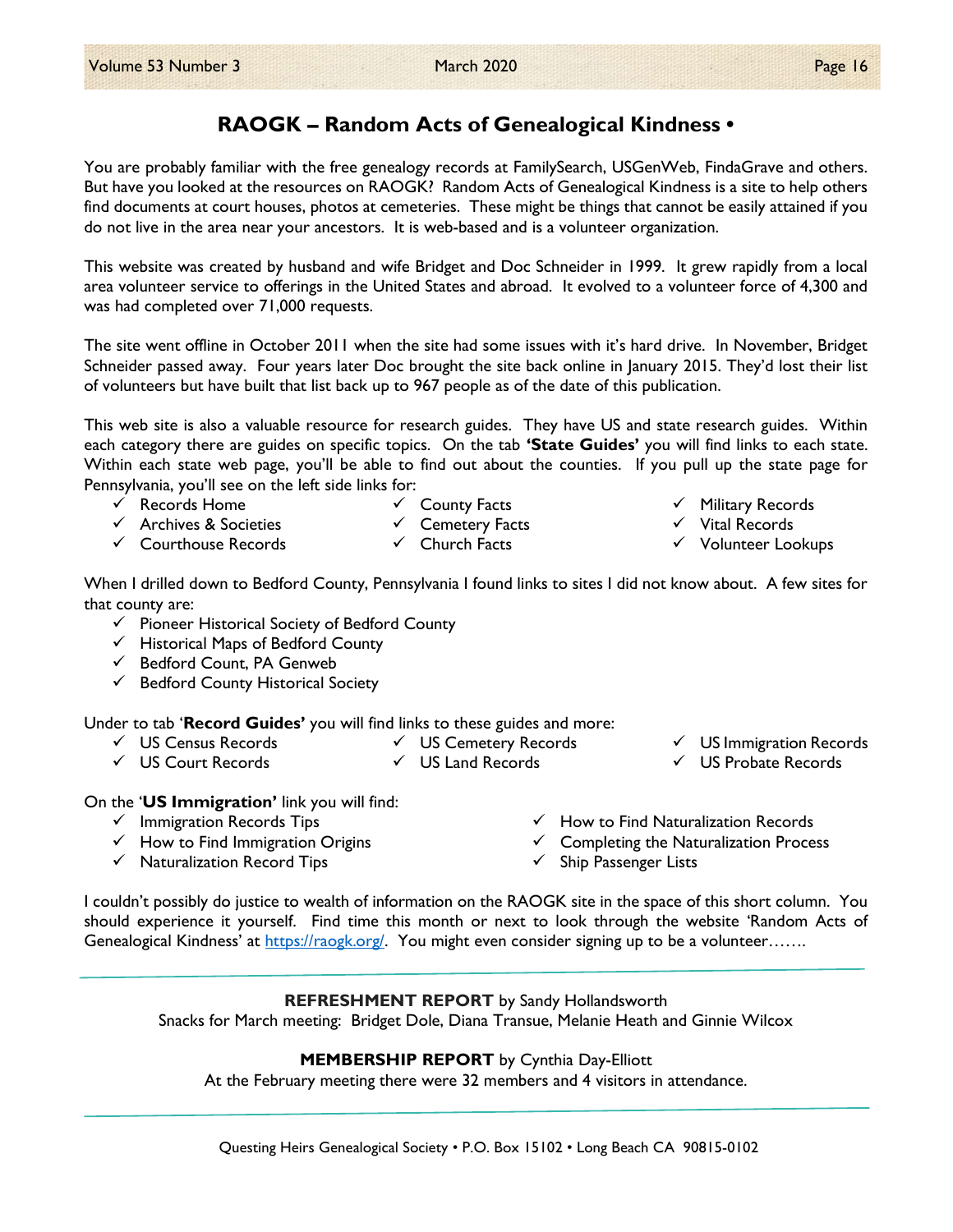## RAOGK – Random Acts of Genealogical Kindness •

You are probably familiar with the free genealogy records at FamilySearch, USGenWeb, FindaGrave and others. But have you looked at the resources on RAOGK? Random Acts of Genealogical Kindness is a site to help others find documents at court houses, photos at cemeteries. These might be things that cannot be easily attained if you do not live in the area near your ancestors. It is web-based and is a volunteer organization.

This website was created by husband and wife Bridget and Doc Schneider in 1999. It grew rapidly from a local area volunteer service to offerings in the United States and abroad. It evolved to a volunteer force of 4,300 and was had completed over 71,000 requests.

The site went offline in October 2011 when the site had some issues with it's hard drive. In November, Bridget Schneider passed away. Four years later Doc brought the site back online in January 2015. They'd lost their list of volunteers but have built that list back up to 967 people as of the date of this publication.

This web site is also a valuable resource for research guides. They have US and state research guides. Within each category there are guides on specific topics. On the tab **'State Guides'** you will find links to each state. Within each state web page, you'll be able to find out about the counties. If you pull up the state page for Pennsylvania, you'll see on the left side links for:

- ✓ Records Home
- ✓ Archives & Societies
- ✓ Courthouse Records
- ✓ County Facts
- ✓ Cemetery Facts
- ✓ Church Facts
- ✓ Military Records
- ✓ Vital Records
- ✓ Volunteer Lookups

When I drilled down to Bedford County, Pennsylvania I found links to sites I did not know about. A few sites for that county are:

- ✓ Pioneer Historical Society of Bedford County
- ✓ Historical Maps of Bedford County
- ✓ Bedford Count, PA Genweb
- ✓ Bedford County Historical Society

Under to tab '**Record Guides'** you will find links to these guides and more:

- ✓ US Census Records
- ✓ US Court Records
- ✓ US Cemetery Records
- ✓ US Land Records
- ✓ US Immigration Records
- ✓ US Probate Records

On the '**US Immigration'** link you will find:

- ✓ Immigration Records Tips
- ✓ How to Find Immigration Origins
- ✓ Naturalization Record Tips
- ✓ How to Find Naturalization Records
- ✓ Completing the Naturalization Process
- ✓ Ship Passenger Lists

I couldn't possibly do justice to wealth of information on the RAOGK site in the space of this short column. You should experience it yourself. Find time this month or next to look through the website 'Random Acts of Genealogical Kindness' at https://raogk.org/. You might even consider signing up to be a volunteer…….

---

**REFRESHMENT REPORT** by Sandy Hollandsworth

Snacks for March meeting: Bridget Dole, Diana Transue, Melanie Heath and Ginnie Wilcox

**MEMBERSHIP REPORT** by Cynthia Day-Elliott

At the February meeting there were 32 members and 4 visitors in attendance.

---

Questing Heirs Genealogical Society • P.O. Box 15102 • Long Beach CA 90815-0102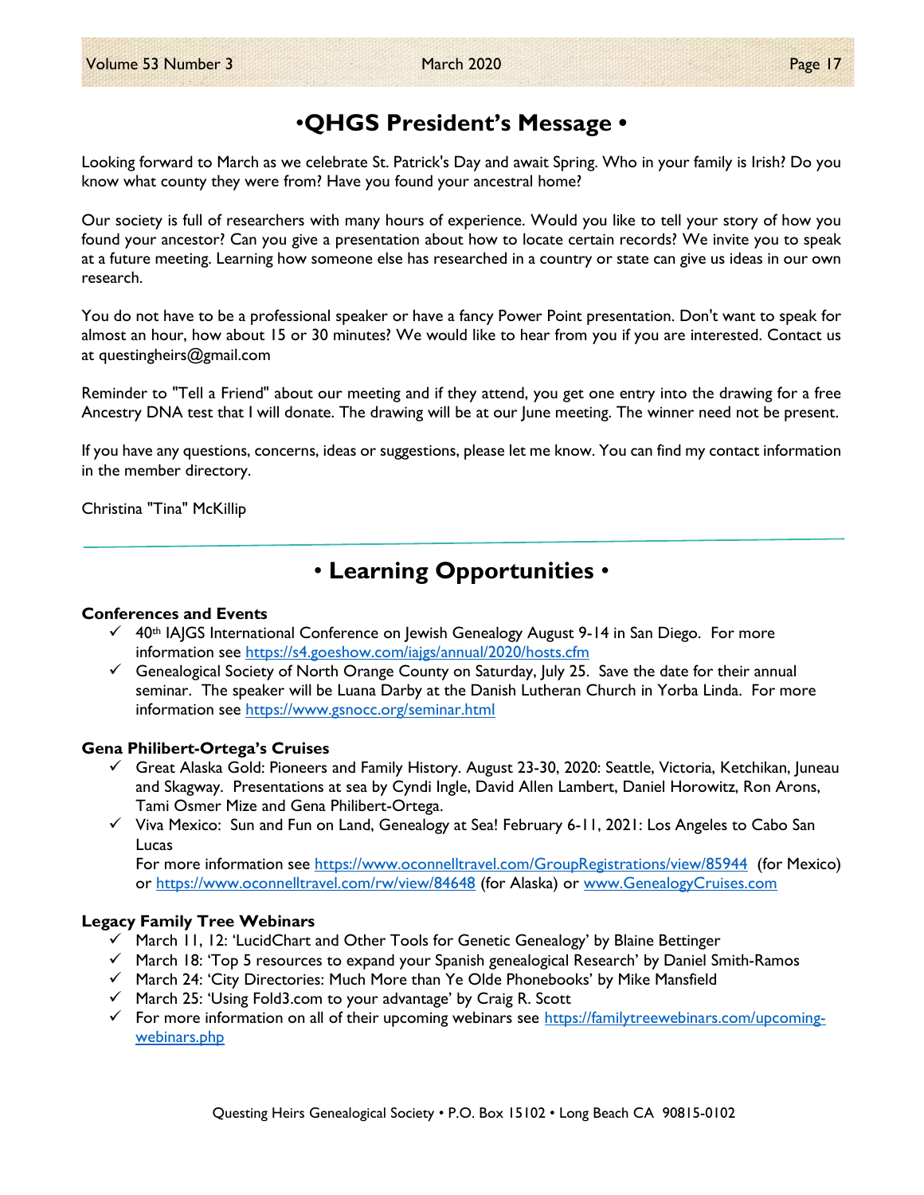# •QHGS President's Message •

Looking forward to March as we celebrate St. Patrick's Day and await Spring. Who in your family is Irish? Do you know what county they were from? Have you found your ancestral home?

Our society is full of researchers with many hours of experience. Would you like to tell your story of how you found your ancestor? Can you give a presentation about how to locate certain records? We invite you to speak at a future meeting. Learning how someone else has researched in a country or state can give us ideas in our own research.

You do not have to be a professional speaker or have a fancy Power Point presentation. Don't want to speak for almost an hour, how about 15 or 30 minutes? We would like to hear from you if you are interested. Contact us at questingheirs@gmail.com

Reminder to "Tell a Friend" about our meeting and if they attend, you get one entry into the drawing for a free Ancestry DNA test that I will donate. The drawing will be at our June meeting. The winner need not be present.

If you have any questions, concerns, ideas or suggestions, please let me know. You can find my contact information in the member directory.

Christina "Tina" McKillip

---

# • Learning Opportunities •

**Conferences and Events**

- 40th IAJGS International Conference on Jewish Genealogy August 9-14 in San Diego. For more information see https://s4.goeshow.com/iajgs/annual/2020/hosts.cfm
- Genealogical Society of North Orange County on Saturday, July 25. Save the date for their annual seminar. The speaker will be Luana Darby at the Danish Lutheran Church in Yorba Linda. For more information see https://www.gsnocc.org/seminar.html

**Gena Philibert-Ortega's Cruises**

- Great Alaska Gold: Pioneers and Family History. August 23-30, 2020: Seattle, Victoria, Ketchikan, Juneau and Skagway. Presentations at sea by Cyndi Ingle, David Allen Lambert, Daniel Horowitz, Ron Arons, Tami Osmer Mize and Gena Philibert-Ortega.
- Viva Mexico: Sun and Fun on Land, Genealogy at Sea! February 6-11, 2021: Los Angeles to Cabo San Lucas

  For more information see https://www.oconnelltravel.com/GroupRegistrations/view/85944 (for Mexico) or https://www.oconnelltravel.com/rw/view/84648 (for Alaska) or www.GenealogyCruises.com

**Legacy Family Tree Webinars**

- March 11, 12: 'LucidChart and Other Tools for Genetic Genealogy' by Blaine Bettinger
- March 18: 'Top 5 resources to expand your Spanish genealogical Research' by Daniel Smith-Ramos
- March 24: 'City Directories: Much More than Ye Olde Phonebooks' by Mike Mansfield
- March 25: 'Using Fold3.com to your advantage' by Craig R. Scott
- For more information on all of their upcoming webinars see https://familytreewebinars.com/upcoming-webinars.php

Questing Heirs Genealogical Society • P.O. Box 15102 • Long Beach CA 90815-0102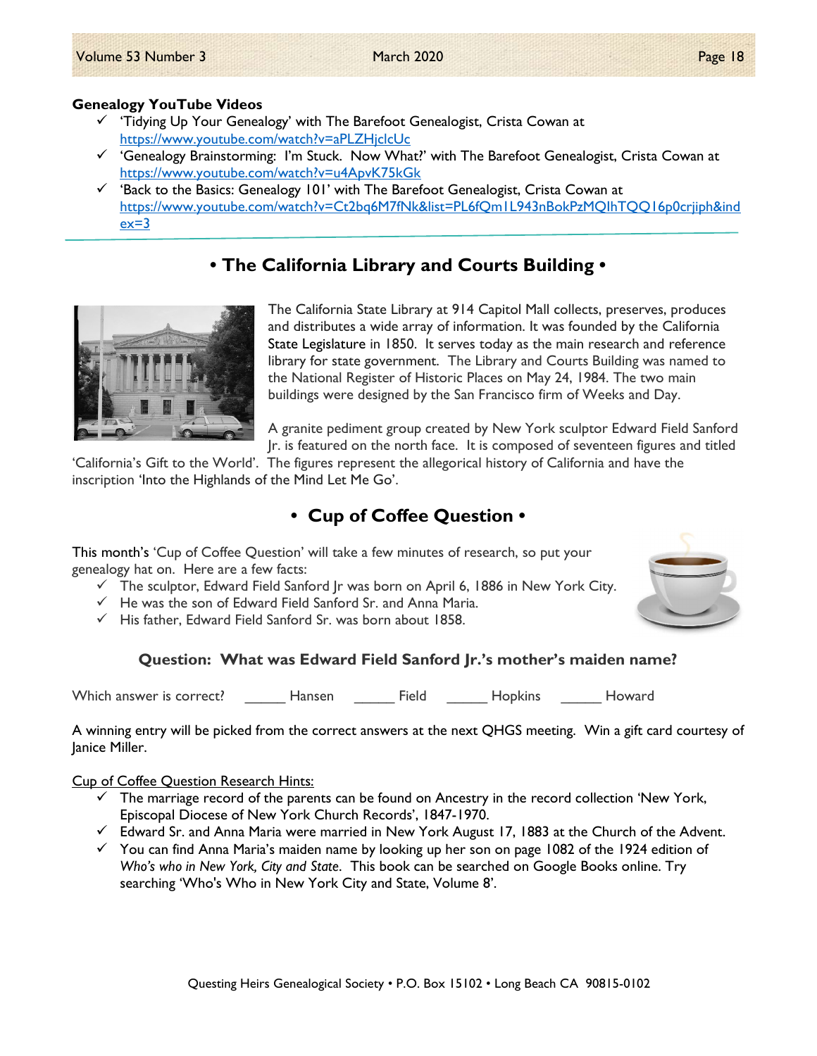**Genealogy YouTube Videos**

- ✓ 'Tidying Up Your Genealogy' with The Barefoot Genealogist, Crista Cowan at https://www.youtube.com/watch?v=aPLZHjclcUc
- ✓ 'Genealogy Brainstorming: I'm Stuck. Now What?' with The Barefoot Genealogist, Crista Cowan at https://www.youtube.com/watch?v=u4ApvK75kGk
- ✓ 'Back to the Basics: Genealogy 101' with The Barefoot Genealogist, Crista Cowan at https://www.youtube.com/watch?v=Ct2bq6M7fNk&list=PL6fQm1L943nBokPzMQIhTQQ16p0crjiph&index=3

## • The California Library and Courts Building •

The California State Library at 914 Capitol Mall collects, preserves, produces and distributes a wide array of information. It was founded by the California State Legislature in 1850. It serves today as the main research and reference library for state government. The Library and Courts Building was named to the National Register of Historic Places on May 24, 1984. The two main buildings were designed by the San Francisco firm of Weeks and Day.

A granite pediment group created by New York sculptor Edward Field Sanford Jr. is featured on the north face. It is composed of seventeen figures and titled 'California's Gift to the World'. The figures represent the allegorical history of California and have the inscription 'Into the Highlands of the Mind Let Me Go'.

## • Cup of Coffee Question •

This month's 'Cup of Coffee Question' will take a few minutes of research, so put your genealogy hat on. Here are a few facts:

- ✓ The sculptor, Edward Field Sanford Jr was born on April 6, 1886 in New York City.
- ✓ He was the son of Edward Field Sanford Sr. and Anna Maria.
- ✓ His father, Edward Field Sanford Sr. was born about 1858.

### Question: What was Edward Field Sanford Jr.'s mother's maiden name?

Which answer is correct? ______ Hansen ______ Field ______ Hopkins ______ Howard

A winning entry will be picked from the correct answers at the next QHGS meeting. Win a gift card courtesy of Janice Miller.

Cup of Coffee Question Research Hints:

- ✓ The marriage record of the parents can be found on Ancestry in the record collection 'New York, Episcopal Diocese of New York Church Records', 1847-1970.
- ✓ Edward Sr. and Anna Maria were married in New York August 17, 1883 at the Church of the Advent.
- ✓ You can find Anna Maria's maiden name by looking up her son on page 1082 of the 1924 edition of *Who's who in New York, City and State*. This book can be searched on Google Books online. Try searching 'Who's Who in New York City and State, Volume 8'.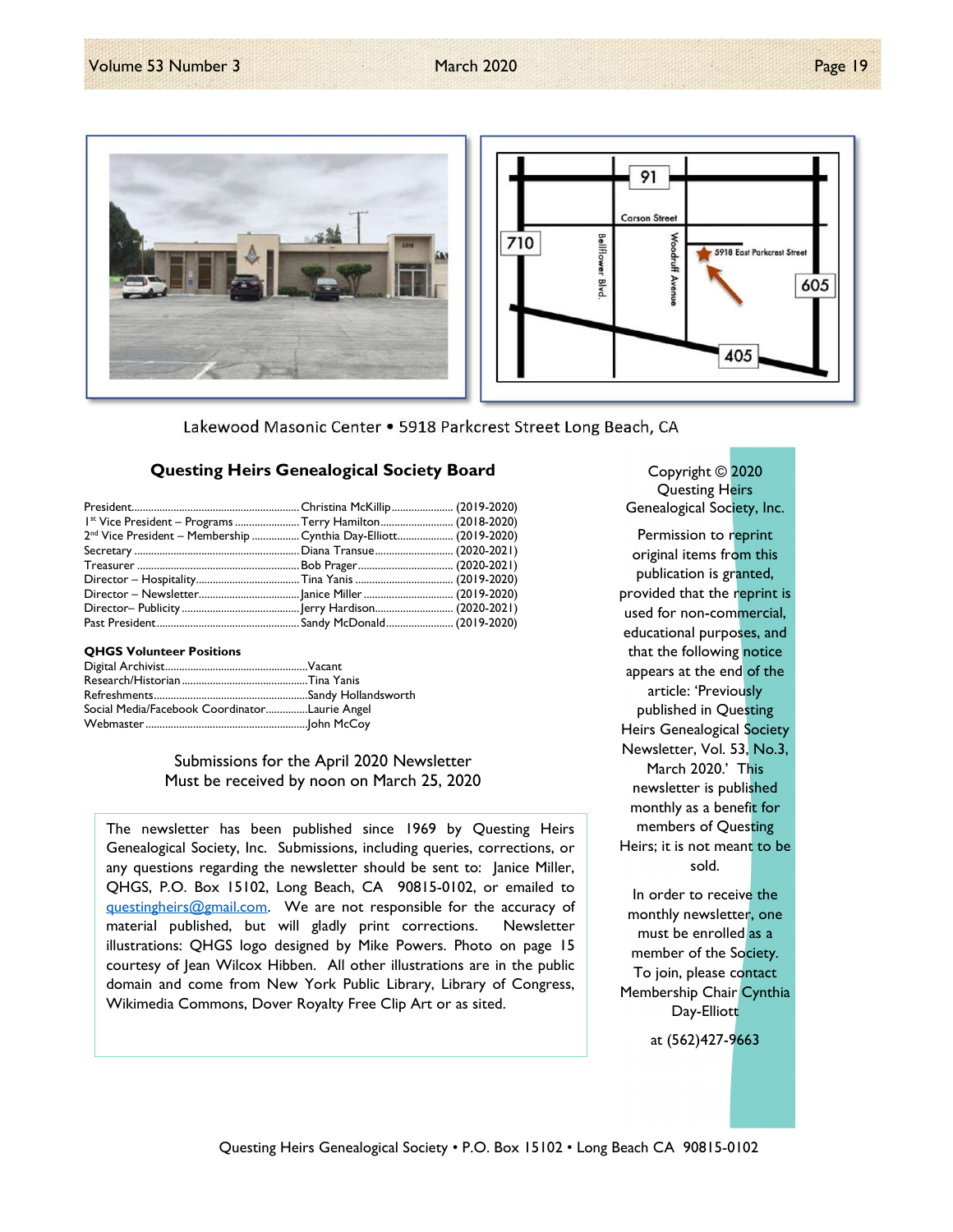Lakewood Masonic Center • 5918 Parkcrest Street Long Beach, CA

## Questing Heirs Genealogical Society Board

| | | |
|---|---|---|
| President | Christina McKillip | (2019-2020) |
| 1st Vice President – Programs | Terry Hamilton | (2018-2020) |
| 2nd Vice President – Membership | Cynthia Day-Elliott | (2019-2020) |
| Secretary | Diana Transue | (2020-2021) |
| Treasurer | Bob Prager | (2020-2021) |
| Director – Hospitality | Tina Yanis | (2019-2020) |
| Director – Newsletter | Janice Miller | (2019-2020) |
| Director– Publicity | Jerry Hardison | (2020-2021) |
| Past President | Sandy McDonald | (2019-2020) |

**QHGS Volunteer Positions**

| | |
|---|---|
| Digital Archivist | Vacant |
| Research/Historian | Tina Yanis |
| Refreshments | Sandy Hollandsworth |
| Social Media/Facebook Coordinator | Laurie Angel |
| Webmaster | John McCoy |

Submissions for the April 2020 Newsletter
Must be received by noon on March 25, 2020

The newsletter has been published since 1969 by Questing Heirs Genealogical Society, Inc. Submissions, including queries, corrections, or any questions regarding the newsletter should be sent to: Janice Miller, QHGS, P.O. Box 15102, Long Beach, CA 90815-0102, or emailed to questingheirs@gmail.com. We are not responsible for the accuracy of material published, but will gladly print corrections. Newsletter illustrations: QHGS logo designed by Mike Powers. Photo on page 15 courtesy of Jean Wilcox Hibben. All other illustrations are in the public domain and come from New York Public Library, Library of Congress, Wikimedia Commons, Dover Royalty Free Clip Art or as sited.

Copyright © 2020 Questing Heirs Genealogical Society, Inc.

Permission to reprint original items from this publication is granted, provided that the reprint is used for non-commercial, educational purposes, and that the following notice appears at the end of the article: 'Previously published in Questing Heirs Genealogical Society Newsletter, Vol. 53, No.3, March 2020.' This newsletter is published monthly as a benefit for members of Questing Heirs; it is not meant to be sold.

In order to receive the monthly newsletter, one must be enrolled as a member of the Society. To join, please contact Membership Chair Cynthia Day-Elliott

at (562)427-9663

Questing Heirs Genealogical Society • P.O. Box 15102 • Long Beach CA 90815-0102